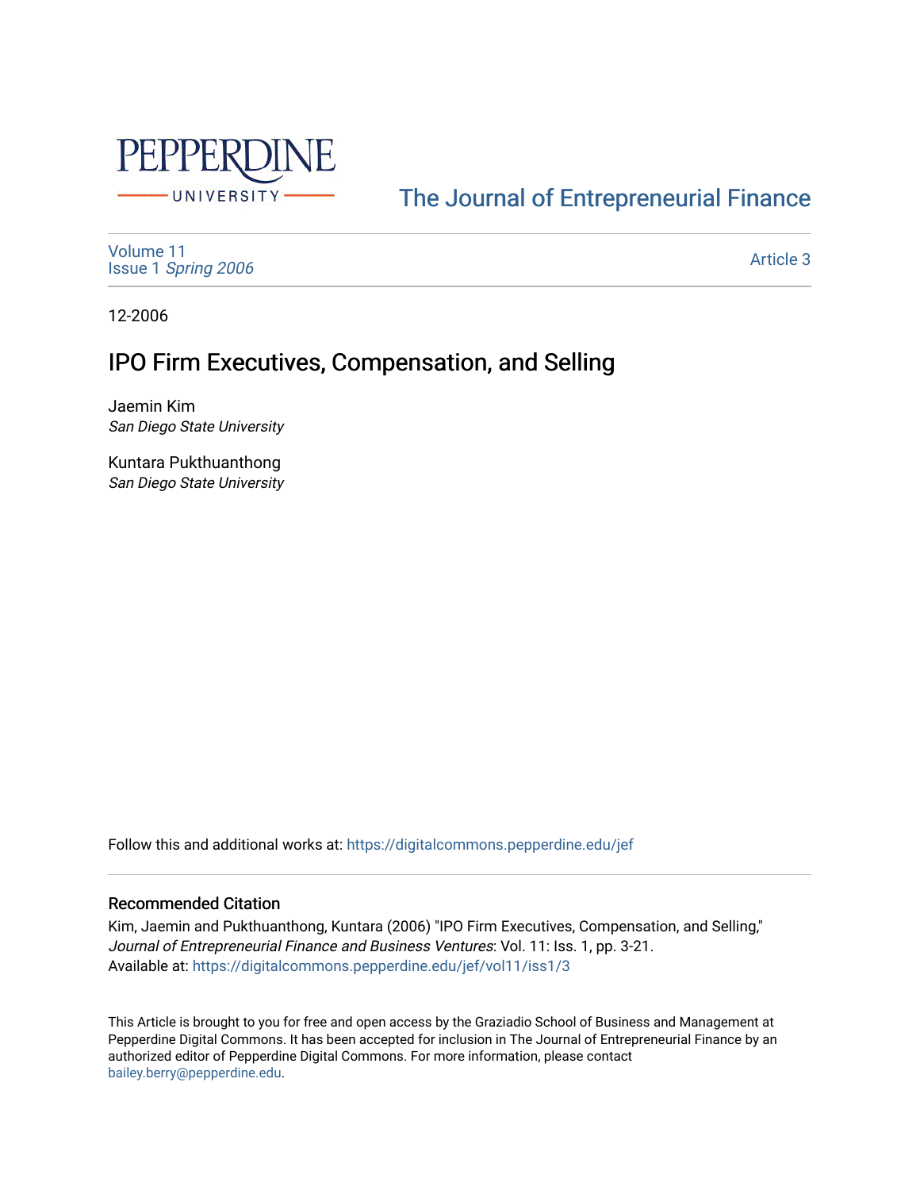# The Journal of Entrepreneurial Finance

Volume 11
Issue 1 *Spring 2006*

Article 3

12-2006

# IPO Firm Executives, Compensation, and Selling

Jaemin Kim
*San Diego State University*

Kuntara Pukthuanthong
*San Diego State University*

Follow this and additional works at: https://digitalcommons.pepperdine.edu/jef

## Recommended Citation

Kim, Jaemin and Pukthuanthong, Kuntara (2006) "IPO Firm Executives, Compensation, and Selling," *Journal of Entrepreneurial Finance and Business Ventures*: Vol. 11: Iss. 1, pp. 3-21.
Available at: https://digitalcommons.pepperdine.edu/jef/vol11/iss1/3

This Article is brought to you for free and open access by the Graziadio School of Business and Management at Pepperdine Digital Commons. It has been accepted for inclusion in The Journal of Entrepreneurial Finance by an authorized editor of Pepperdine Digital Commons. For more information, please contact bailey.berry@pepperdine.edu.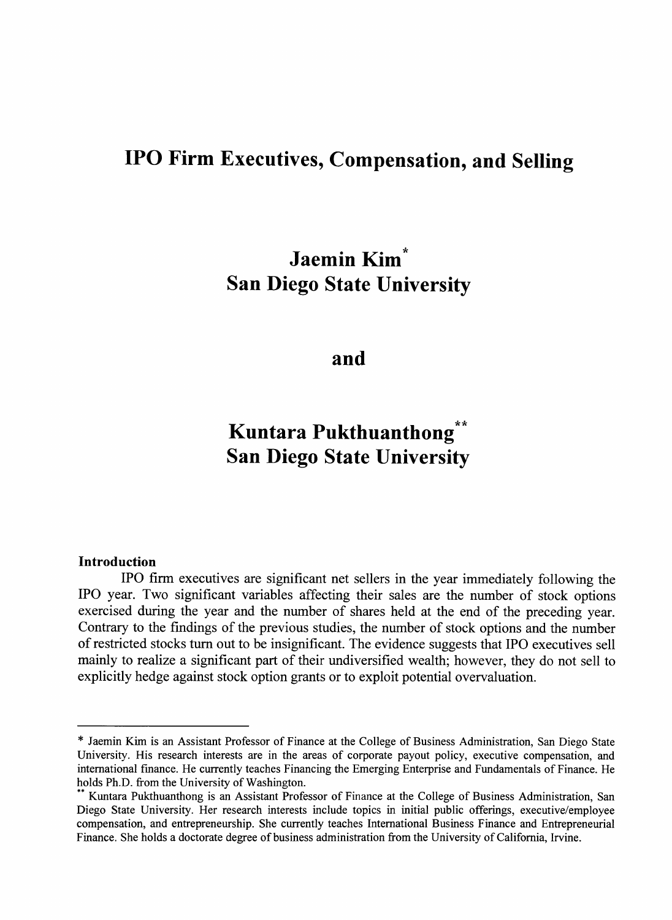# IPO Firm Executives, Compensation, and Selling

**Jaemin Kim[*]**
**San Diego State University**

**and**

**Kuntara Pukthuanthong[**]**
**San Diego State University**

### Introduction

IPO firm executives are significant net sellers in the year immediately following the IPO year. Two significant variables affecting their sales are the number of stock options exercised during the year and the number of shares held at the end of the preceding year. Contrary to the findings of the previous studies, the number of stock options and the number of restricted stocks turn out to be insignificant. The evidence suggests that IPO executives sell mainly to realize a significant part of their undiversified wealth; however, they do not sell to explicitly hedge against stock option grants or to exploit potential overvaluation.

---

[*] Jaemin Kim is an Assistant Professor of Finance at the College of Business Administration, San Diego State University. His research interests are in the areas of corporate payout policy, executive compensation, and international finance. He currently teaches Financing the Emerging Enterprise and Fundamentals of Finance. He holds Ph.D. from the University of Washington.

[**] Kuntara Pukthuanthong is an Assistant Professor of Finance at the College of Business Administration, San Diego State University. Her research interests include topics in initial public offerings, executive/employee compensation, and entrepreneurship. She currently teaches International Business Finance and Entrepreneurial Finance. She holds a doctorate degree of business administration from the University of California, Irvine.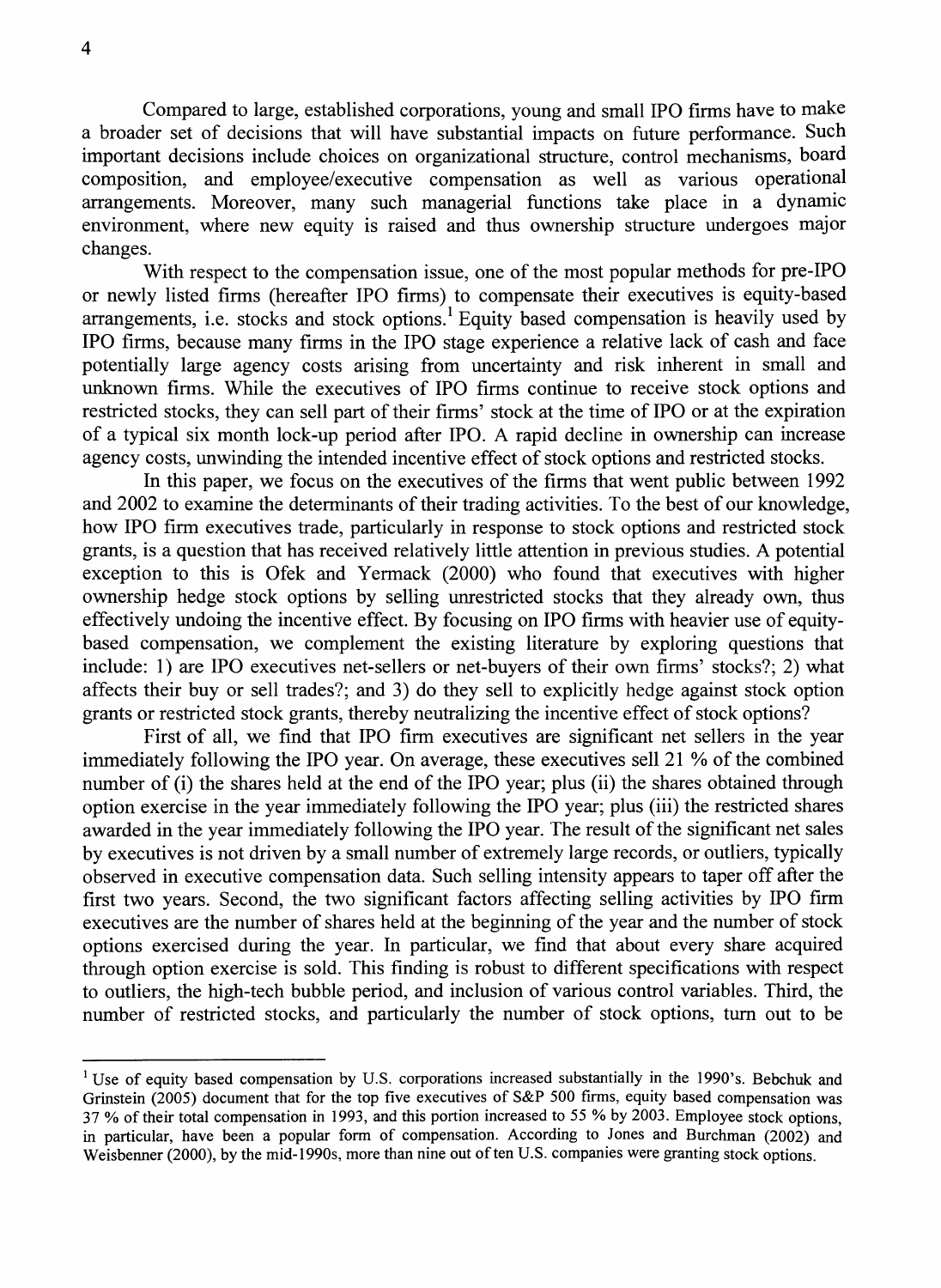Compared to large, established corporations, young and small IPO firms have to make a broader set of decisions that will have substantial impacts on future performance. Such important decisions include choices on organizational structure, control mechanisms, board composition, and employee/executive compensation as well as various operational arrangements. Moreover, many such managerial functions take place in a dynamic environment, where new equity is raised and thus ownership structure undergoes major changes.

With respect to the compensation issue, one of the most popular methods for pre-IPO or newly listed firms (hereafter IPO firms) to compensate their executives is equity-based arrangements, i.e. stocks and stock options.[1] Equity based compensation is heavily used by IPO firms, because many firms in the IPO stage experience a relative lack of cash and face potentially large agency costs arising from uncertainty and risk inherent in small and unknown firms. While the executives of IPO firms continue to receive stock options and restricted stocks, they can sell part of their firms' stock at the time of IPO or at the expiration of a typical six month lock-up period after IPO. A rapid decline in ownership can increase agency costs, unwinding the intended incentive effect of stock options and restricted stocks.

In this paper, we focus on the executives of the firms that went public between 1992 and 2002 to examine the determinants of their trading activities. To the best of our knowledge, how IPO firm executives trade, particularly in response to stock options and restricted stock grants, is a question that has received relatively little attention in previous studies. A potential exception to this is Ofek and Yermack (2000) who found that executives with higher ownership hedge stock options by selling unrestricted stocks that they already own, thus effectively undoing the incentive effect. By focusing on IPO firms with heavier use of equity-based compensation, we complement the existing literature by exploring questions that include: 1) are IPO executives net-sellers or net-buyers of their own firms' stocks?; 2) what affects their buy or sell trades?; and 3) do they sell to explicitly hedge against stock option grants or restricted stock grants, thereby neutralizing the incentive effect of stock options?

First of all, we find that IPO firm executives are significant net sellers in the year immediately following the IPO year. On average, these executives sell 21 % of the combined number of (i) the shares held at the end of the IPO year; plus (ii) the shares obtained through option exercise in the year immediately following the IPO year; plus (iii) the restricted shares awarded in the year immediately following the IPO year. The result of the significant net sales by executives is not driven by a small number of extremely large records, or outliers, typically observed in executive compensation data. Such selling intensity appears to taper off after the first two years. Second, the two significant factors affecting selling activities by IPO firm executives are the number of shares held at the beginning of the year and the number of stock options exercised during the year. In particular, we find that about every share acquired through option exercise is sold. This finding is robust to different specifications with respect to outliers, the high-tech bubble period, and inclusion of various control variables. Third, the number of restricted stocks, and particularly the number of stock options, turn out to be

[1] Use of equity based compensation by U.S. corporations increased substantially in the 1990's. Bebchuk and Grinstein (2005) document that for the top five executives of S&P 500 firms, equity based compensation was 37 % of their total compensation in 1993, and this portion increased to 55 % by 2003. Employee stock options, in particular, have been a popular form of compensation. According to Jones and Burchman (2002) and Weisbenner (2000), by the mid-1990s, more than nine out of ten U.S. companies were granting stock options.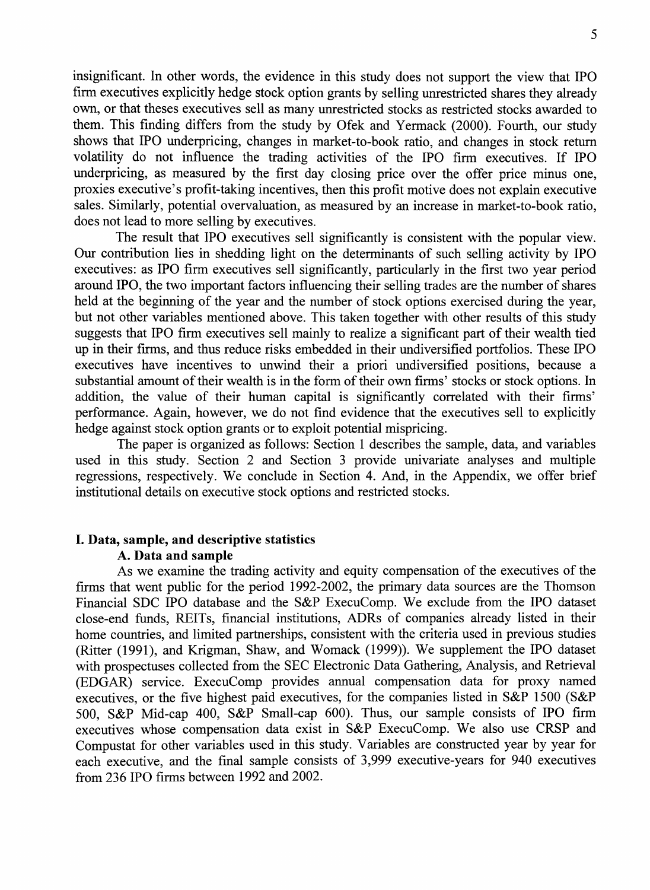insignificant. In other words, the evidence in this study does not support the view that IPO firm executives explicitly hedge stock option grants by selling unrestricted shares they already own, or that theses executives sell as many unrestricted stocks as restricted stocks awarded to them. This finding differs from the study by Ofek and Yermack (2000). Fourth, our study shows that IPO underpricing, changes in market-to-book ratio, and changes in stock return volatility do not influence the trading activities of the IPO firm executives. If IPO underpricing, as measured by the first day closing price over the offer price minus one, proxies executive's profit-taking incentives, then this profit motive does not explain executive sales. Similarly, potential overvaluation, as measured by an increase in market-to-book ratio, does not lead to more selling by executives.

The result that IPO executives sell significantly is consistent with the popular view. Our contribution lies in shedding light on the determinants of such selling activity by IPO executives: as IPO firm executives sell significantly, particularly in the first two year period around IPO, the two important factors influencing their selling trades are the number of shares held at the beginning of the year and the number of stock options exercised during the year, but not other variables mentioned above. This taken together with other results of this study suggests that IPO firm executives sell mainly to realize a significant part of their wealth tied up in their firms, and thus reduce risks embedded in their undiversified portfolios. These IPO executives have incentives to unwind their a priori undiversified positions, because a substantial amount of their wealth is in the form of their own firms' stocks or stock options. In addition, the value of their human capital is significantly correlated with their firms' performance. Again, however, we do not find evidence that the executives sell to explicitly hedge against stock option grants or to exploit potential mispricing.

The paper is organized as follows: Section 1 describes the sample, data, and variables used in this study. Section 2 and Section 3 provide univariate analyses and multiple regressions, respectively. We conclude in Section 4. And, in the Appendix, we offer brief institutional details on executive stock options and restricted stocks.

## I. Data, sample, and descriptive statistics

### A. Data and sample

As we examine the trading activity and equity compensation of the executives of the firms that went public for the period 1992-2002, the primary data sources are the Thomson Financial SDC IPO database and the S&P ExecuComp. We exclude from the IPO dataset close-end funds, REITs, financial institutions, ADRs of companies already listed in their home countries, and limited partnerships, consistent with the criteria used in previous studies (Ritter (1991), and Krigman, Shaw, and Womack (1999)). We supplement the IPO dataset with prospectuses collected from the SEC Electronic Data Gathering, Analysis, and Retrieval (EDGAR) service. ExecuComp provides annual compensation data for proxy named executives, or the five highest paid executives, for the companies listed in S&P 1500 (S&P 500, S&P Mid-cap 400, S&P Small-cap 600). Thus, our sample consists of IPO firm executives whose compensation data exist in S&P ExecuComp. We also use CRSP and Compustat for other variables used in this study. Variables are constructed year by year for each executive, and the final sample consists of 3,999 executive-years for 940 executives from 236 IPO firms between 1992 and 2002.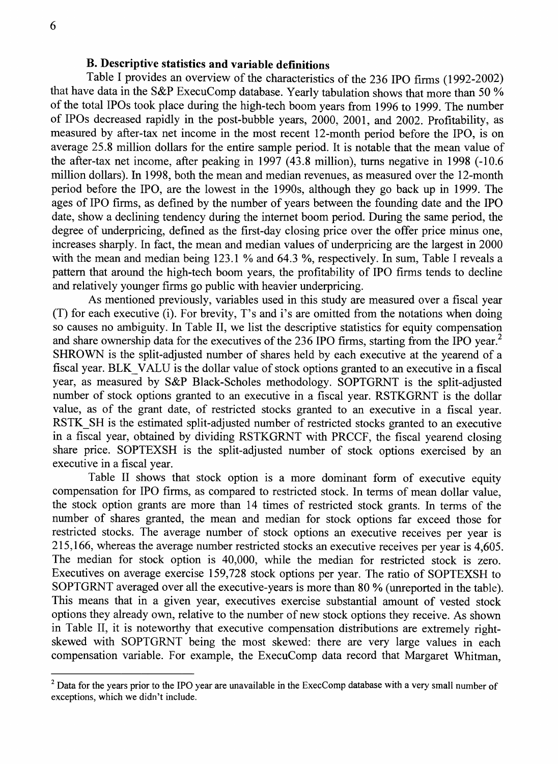### B. Descriptive statistics and variable definitions

Table I provides an overview of the characteristics of the 236 IPO firms (1992-2002) that have data in the S&P ExecuComp database. Yearly tabulation shows that more than 50 % of the total IPOs took place during the high-tech boom years from 1996 to 1999. The number of IPOs decreased rapidly in the post-bubble years, 2000, 2001, and 2002. Profitability, as measured by after-tax net income in the most recent 12-month period before the IPO, is on average 25.8 million dollars for the entire sample period. It is notable that the mean value of the after-tax net income, after peaking in 1997 (43.8 million), turns negative in 1998 (-10.6 million dollars). In 1998, both the mean and median revenues, as measured over the 12-month period before the IPO, are the lowest in the 1990s, although they go back up in 1999. The ages of IPO firms, as defined by the number of years between the founding date and the IPO date, show a declining tendency during the internet boom period. During the same period, the degree of underpricing, defined as the first-day closing price over the offer price minus one, increases sharply. In fact, the mean and median values of underpricing are the largest in 2000 with the mean and median being 123.1 % and 64.3 %, respectively. In sum, Table I reveals a pattern that around the high-tech boom years, the profitability of IPO firms tends to decline and relatively younger firms go public with heavier underpricing.

As mentioned previously, variables used in this study are measured over a fiscal year (T) for each executive (i). For brevity, T's and i's are omitted from the notations when doing so causes no ambiguity. In Table II, we list the descriptive statistics for equity compensation and share ownership data for the executives of the 236 IPO firms, starting from the IPO year.[2] SHROWN is the split-adjusted number of shares held by each executive at the yearend of a fiscal year. BLK_VALU is the dollar value of stock options granted to an executive in a fiscal year, as measured by S&P Black-Scholes methodology. SOPTGRNT is the split-adjusted number of stock options granted to an executive in a fiscal year. RSTKGRNT is the dollar value, as of the grant date, of restricted stocks granted to an executive in a fiscal year. RSTK_SH is the estimated split-adjusted number of restricted stocks granted to an executive in a fiscal year, obtained by dividing RSTKGRNT with PRCCF, the fiscal yearend closing share price. SOPTEXSH is the split-adjusted number of stock options exercised by an executive in a fiscal year.

Table II shows that stock option is a more dominant form of executive equity compensation for IPO firms, as compared to restricted stock. In terms of mean dollar value, the stock option grants are more than 14 times of restricted stock grants. In terms of the number of shares granted, the mean and median for stock options far exceed those for restricted stocks. The average number of stock options an executive receives per year is 215,166, whereas the average number restricted stocks an executive receives per year is 4,605. The median for stock option is 40,000, while the median for restricted stock is zero. Executives on average exercise 159,728 stock options per year. The ratio of SOPTEXSH to SOPTGRNT averaged over all the executive-years is more than 80 % (unreported in the table). This means that in a given year, executives exercise substantial amount of vested stock options they already own, relative to the number of new stock options they receive. As shown in Table II, it is noteworthy that executive compensation distributions are extremely right-skewed with SOPTGRNT being the most skewed: there are very large values in each compensation variable. For example, the ExecuComp data record that Margaret Whitman,

---

[2] Data for the years prior to the IPO year are unavailable in the ExecComp database with a very small number of exceptions, which we didn't include.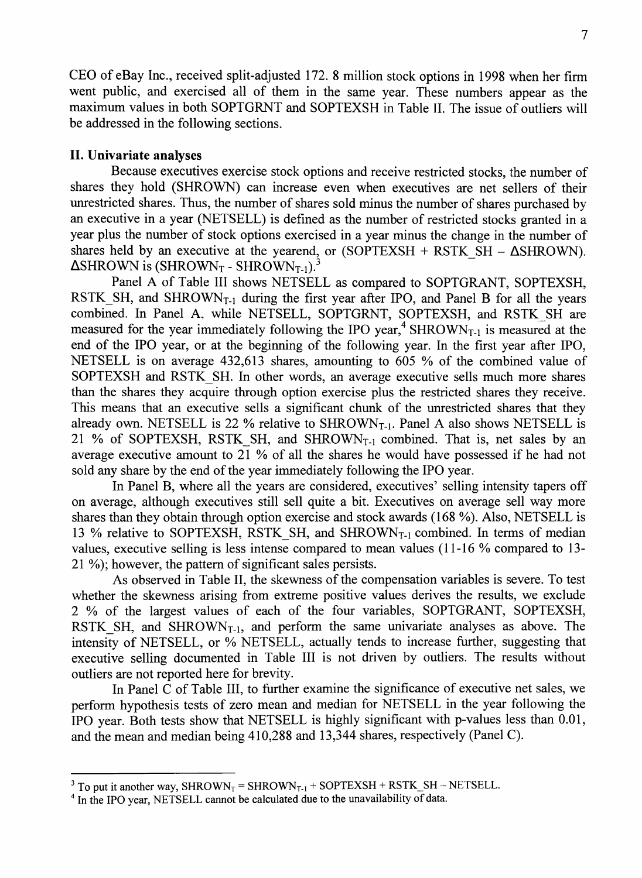CEO of eBay Inc., received split-adjusted 172. 8 million stock options in 1998 when her firm went public, and exercised all of them in the same year. These numbers appear as the maximum values in both SOPTGRNT and SOPTEXSH in Table II. The issue of outliers will be addressed in the following sections.

## II. Univariate analyses

Because executives exercise stock options and receive restricted stocks, the number of shares they hold (SHROWN) can increase even when executives are net sellers of their unrestricted shares. Thus, the number of shares sold minus the number of shares purchased by an executive in a year (NETSELL) is defined as the number of restricted stocks granted in a year plus the number of stock options exercised in a year minus the change in the number of shares held by an executive at the yearend, or (SOPTEXSH + RSTK_SH – ΔSHROWN). ΔSHROWN is ($SHROWN_T$ - $SHROWN_{T-1}$).[3]

Panel A of Table III shows NETSELL as compared to SOPTGRANT, SOPTEXSH, RSTK_SH, and $SHROWN_{T-1}$ during the first year after IPO, and Panel B for all the years combined. In Panel A, while NETSELL, SOPTGRNT, SOPTEXSH, and RSTK_SH are measured for the year immediately following the IPO year,[4] $SHROWN_{T-1}$ is measured at the end of the IPO year, or at the beginning of the following year. In the first year after IPO, NETSELL is on average 432,613 shares, amounting to 605 % of the combined value of SOPTEXSH and RSTK_SH. In other words, an average executive sells much more shares than the shares they acquire through option exercise plus the restricted shares they receive. This means that an executive sells a significant chunk of the unrestricted shares that they already own. NETSELL is 22 % relative to $SHROWN_{T-1}$. Panel A also shows NETSELL is 21 % of SOPTEXSH, RSTK_SH, and $SHROWN_{T-1}$ combined. That is, net sales by an average executive amount to 21 % of all the shares he would have possessed if he had not sold any share by the end of the year immediately following the IPO year.

In Panel B, where all the years are considered, executives' selling intensity tapers off on average, although executives still sell quite a bit. Executives on average sell way more shares than they obtain through option exercise and stock awards (168 %). Also, NETSELL is 13 % relative to SOPTEXSH, RSTK_SH, and $SHROWN_{T-1}$ combined. In terms of median values, executive selling is less intense compared to mean values (11-16 % compared to 13-21 %); however, the pattern of significant sales persists.

As observed in Table II, the skewness of the compensation variables is severe. To test whether the skewness arising from extreme positive values derives the results, we exclude 2 % of the largest values of each of the four variables, SOPTGRANT, SOPTEXSH, RSTK_SH, and $SHROWN_{T-1}$, and perform the same univariate analyses as above. The intensity of NETSELL, or % NETSELL, actually tends to increase further, suggesting that executive selling documented in Table III is not driven by outliers. The results without outliers are not reported here for brevity.

In Panel C of Table III, to further examine the significance of executive net sales, we perform hypothesis tests of zero mean and median for NETSELL in the year following the IPO year. Both tests show that NETSELL is highly significant with p-values less than 0.01, and the mean and median being 410,288 and 13,344 shares, respectively (Panel C).

---

[3] To put it another way, $SHROWN_T$ = $SHROWN_{T-1}$ + SOPTEXSH + RSTK_SH – NETSELL.

[4] In the IPO year, NETSELL cannot be calculated due to the unavailability of data.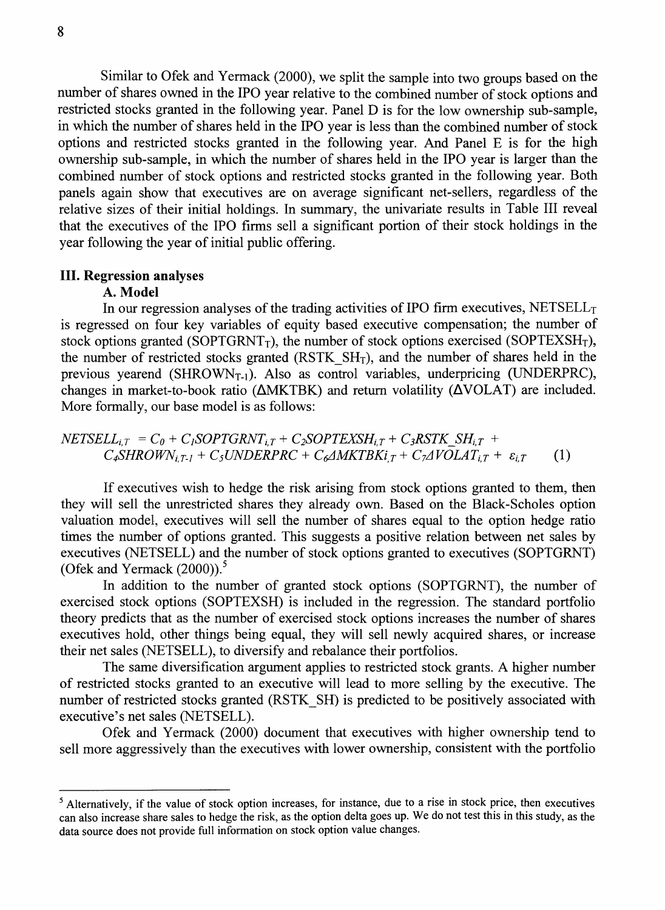Similar to Ofek and Yermack (2000), we split the sample into two groups based on the number of shares owned in the IPO year relative to the combined number of stock options and restricted stocks granted in the following year. Panel D is for the low ownership sub-sample, in which the number of shares held in the IPO year is less than the combined number of stock options and restricted stocks granted in the following year. And Panel E is for the high ownership sub-sample, in which the number of shares held in the IPO year is larger than the combined number of stock options and restricted stocks granted in the following year. Both panels again show that executives are on average significant net-sellers, regardless of the relative sizes of their initial holdings. In summary, the univariate results in Table III reveal that the executives of the IPO firms sell a significant portion of their stock holdings in the year following the year of initial public offering.

## III. Regression analyses

### A. Model

In our regression analyses of the trading activities of IPO firm executives, $NETSELL_T$ is regressed on four key variables of equity based executive compensation; the number of stock options granted ($SOPTGRNT_T$), the number of stock options exercised ($SOPTEXSH_T$), the number of restricted stocks granted ($RSTK\_SH_T$), and the number of shares held in the previous yearend ($SHROWN_{T-1}$). Also as control variables, underpricing (UNDERPRC), changes in market-to-book ratio (ΔMKTBK) and return volatility (ΔVOLAT) are included. More formally, our base model is as follows:

$$NETSELL_{i,T} = C_0 + C_1 SOPTGRNT_{i,T} + C_2 SOPTEXSH_{i,T} + C_3 RSTK\_SH_{i,T} + C_4 SHROWN_{i,T-1} + C_5 UNDERPRC + C_6 \Delta MKTBKi_{,T} + C_7 \Delta VOLAT_{i,T} + \varepsilon_{i,T} \quad (1)$$

If executives wish to hedge the risk arising from stock options granted to them, then they will sell the unrestricted shares they already own. Based on the Black-Scholes option valuation model, executives will sell the number of shares equal to the option hedge ratio times the number of options granted. This suggests a positive relation between net sales by executives (NETSELL) and the number of stock options granted to executives (SOPTGRNT) (Ofek and Yermack (2000)).[5]

In addition to the number of granted stock options (SOPTGRNT), the number of exercised stock options (SOPTEXSH) is included in the regression. The standard portfolio theory predicts that as the number of exercised stock options increases the number of shares executives hold, other things being equal, they will sell newly acquired shares, or increase their net sales (NETSELL), to diversify and rebalance their portfolios.

The same diversification argument applies to restricted stock grants. A higher number of restricted stocks granted to an executive will lead to more selling by the executive. The number of restricted stocks granted (RSTK_SH) is predicted to be positively associated with executive's net sales (NETSELL).

Ofek and Yermack (2000) document that executives with higher ownership tend to sell more aggressively than the executives with lower ownership, consistent with the portfolio

---

[5] Alternatively, if the value of stock option increases, for instance, due to a rise in stock price, then executives can also increase share sales to hedge the risk, as the option delta goes up. We do not test this in this study, as the data source does not provide full information on stock option value changes.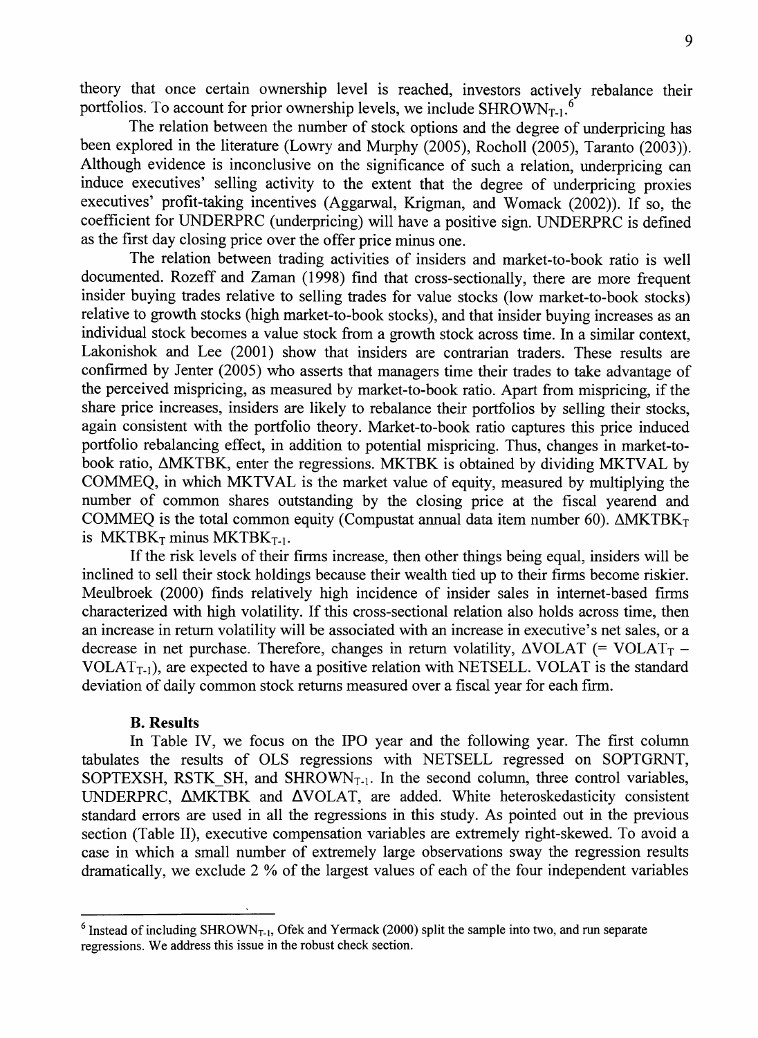theory that once certain ownership level is reached, investors actively rebalance their portfolios. To account for prior ownership levels, we include $SHROWN_{T-1}$.[6]

The relation between the number of stock options and the degree of underpricing has been explored in the literature (Lowry and Murphy (2005), Rocholl (2005), Taranto (2003)). Although evidence is inconclusive on the significance of such a relation, underpricing can induce executives' selling activity to the extent that the degree of underpricing proxies executives' profit-taking incentives (Aggarwal, Krigman, and Womack (2002)). If so, the coefficient for UNDERPRC (underpricing) will have a positive sign. UNDERPRC is defined as the first day closing price over the offer price minus one.

The relation between trading activities of insiders and market-to-book ratio is well documented. Rozeff and Zaman (1998) find that cross-sectionally, there are more frequent insider buying trades relative to selling trades for value stocks (low market-to-book stocks) relative to growth stocks (high market-to-book stocks), and that insider buying increases as an individual stock becomes a value stock from a growth stock across time. In a similar context, Lakonishok and Lee (2001) show that insiders are contrarian traders. These results are confirmed by Jenter (2005) who asserts that managers time their trades to take advantage of the perceived mispricing, as measured by market-to-book ratio. Apart from mispricing, if the share price increases, insiders are likely to rebalance their portfolios by selling their stocks, again consistent with the portfolio theory. Market-to-book ratio captures this price induced portfolio rebalancing effect, in addition to potential mispricing. Thus, changes in market-to-book ratio, ΔMKTBK, enter the regressions. MKTBK is obtained by dividing MKTVAL by COMMEQ, in which MKTVAL is the market value of equity, measured by multiplying the number of common shares outstanding by the closing price at the fiscal yearend and COMMEQ is the total common equity (Compustat annual data item number 60). $\Delta MKTBK_T$ is $MKTBK_T$ minus $MKTBK_{T-1}$.

If the risk levels of their firms increase, then other things being equal, insiders will be inclined to sell their stock holdings because their wealth tied up to their firms become riskier. Meulbroek (2000) finds relatively high incidence of insider sales in internet-based firms characterized with high volatility. If this cross-sectional relation also holds across time, then an increase in return volatility will be associated with an increase in executive's net sales, or a decrease in net purchase. Therefore, changes in return volatility, ΔVOLAT (= $VOLAT_T - VOLAT_{T-1}$), are expected to have a positive relation with NETSELL. VOLAT is the standard deviation of daily common stock returns measured over a fiscal year for each firm.

### B. Results

In Table IV, we focus on the IPO year and the following year. The first column tabulates the results of OLS regressions with NETSELL regressed on SOPTGRNT, SOPTEXSH, RSTK_SH, and $SHROWN_{T-1}$. In the second column, three control variables, UNDERPRC, ΔMKTBK and ΔVOLAT, are added. White heteroskedasticity consistent standard errors are used in all the regressions in this study. As pointed out in the previous section (Table II), executive compensation variables are extremely right-skewed. To avoid a case in which a small number of extremely large observations sway the regression results dramatically, we exclude 2 % of the largest values of each of the four independent variables

---

[6] Instead of including $SHROWN_{T-1}$, Ofek and Yermack (2000) split the sample into two, and run separate regressions. We address this issue in the robust check section.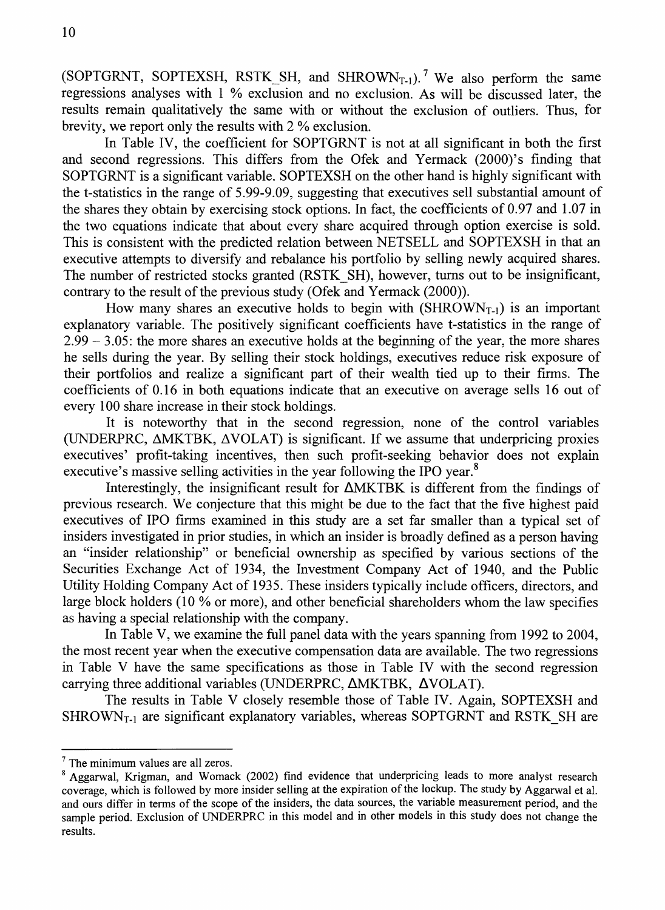(SOPTGRNT, SOPTEXSH, RSTK_SH, and $SHROWN_{T-1}$).[7] We also perform the same regressions analyses with 1 % exclusion and no exclusion. As will be discussed later, the results remain qualitatively the same with or without the exclusion of outliers. Thus, for brevity, we report only the results with 2 % exclusion.

In Table IV, the coefficient for SOPTGRNT is not at all significant in both the first and second regressions. This differs from the Ofek and Yermack (2000)'s finding that SOPTGRNT is a significant variable. SOPTEXSH on the other hand is highly significant with the t-statistics in the range of 5.99-9.09, suggesting that executives sell substantial amount of the shares they obtain by exercising stock options. In fact, the coefficients of 0.97 and 1.07 in the two equations indicate that about every share acquired through option exercise is sold. This is consistent with the predicted relation between NETSELL and SOPTEXSH in that an executive attempts to diversify and rebalance his portfolio by selling newly acquired shares. The number of restricted stocks granted (RSTK_SH), however, turns out to be insignificant, contrary to the result of the previous study (Ofek and Yermack (2000)).

How many shares an executive holds to begin with ($SHROWN_{T-1}$) is an important explanatory variable. The positively significant coefficients have t-statistics in the range of 2.99 – 3.05: the more shares an executive holds at the beginning of the year, the more shares he sells during the year. By selling their stock holdings, executives reduce risk exposure of their portfolios and realize a significant part of their wealth tied up to their firms. The coefficients of 0.16 in both equations indicate that an executive on average sells 16 out of every 100 share increase in their stock holdings.

It is noteworthy that in the second regression, none of the control variables (UNDERPRC, ΔMKTBK, ΔVOLAT) is significant. If we assume that underpricing proxies executives' profit-taking incentives, then such profit-seeking behavior does not explain executive's massive selling activities in the year following the IPO year.[8]

Interestingly, the insignificant result for ΔMKTBK is different from the findings of previous research. We conjecture that this might be due to the fact that the five highest paid executives of IPO firms examined in this study are a set far smaller than a typical set of insiders investigated in prior studies, in which an insider is broadly defined as a person having an "insider relationship" or beneficial ownership as specified by various sections of the Securities Exchange Act of 1934, the Investment Company Act of 1940, and the Public Utility Holding Company Act of 1935. These insiders typically include officers, directors, and large block holders (10 % or more), and other beneficial shareholders whom the law specifies as having a special relationship with the company.

In Table V, we examine the full panel data with the years spanning from 1992 to 2004, the most recent year when the executive compensation data are available. The two regressions in Table V have the same specifications as those in Table IV with the second regression carrying three additional variables (UNDERPRC, ΔMKTBK, ΔVOLAT).

The results in Table V closely resemble those of Table IV. Again, SOPTEXSH and $SHROWN_{T-1}$ are significant explanatory variables, whereas SOPTGRNT and RSTK_SH are

---

[7] The minimum values are all zeros.

[8] Aggarwal, Krigman, and Womack (2002) find evidence that underpricing leads to more analyst research coverage, which is followed by more insider selling at the expiration of the lockup. The study by Aggarwal et al. and ours differ in terms of the scope of the insiders, the data sources, the variable measurement period, and the sample period. Exclusion of UNDERPRC in this model and in other models in this study does not change the results.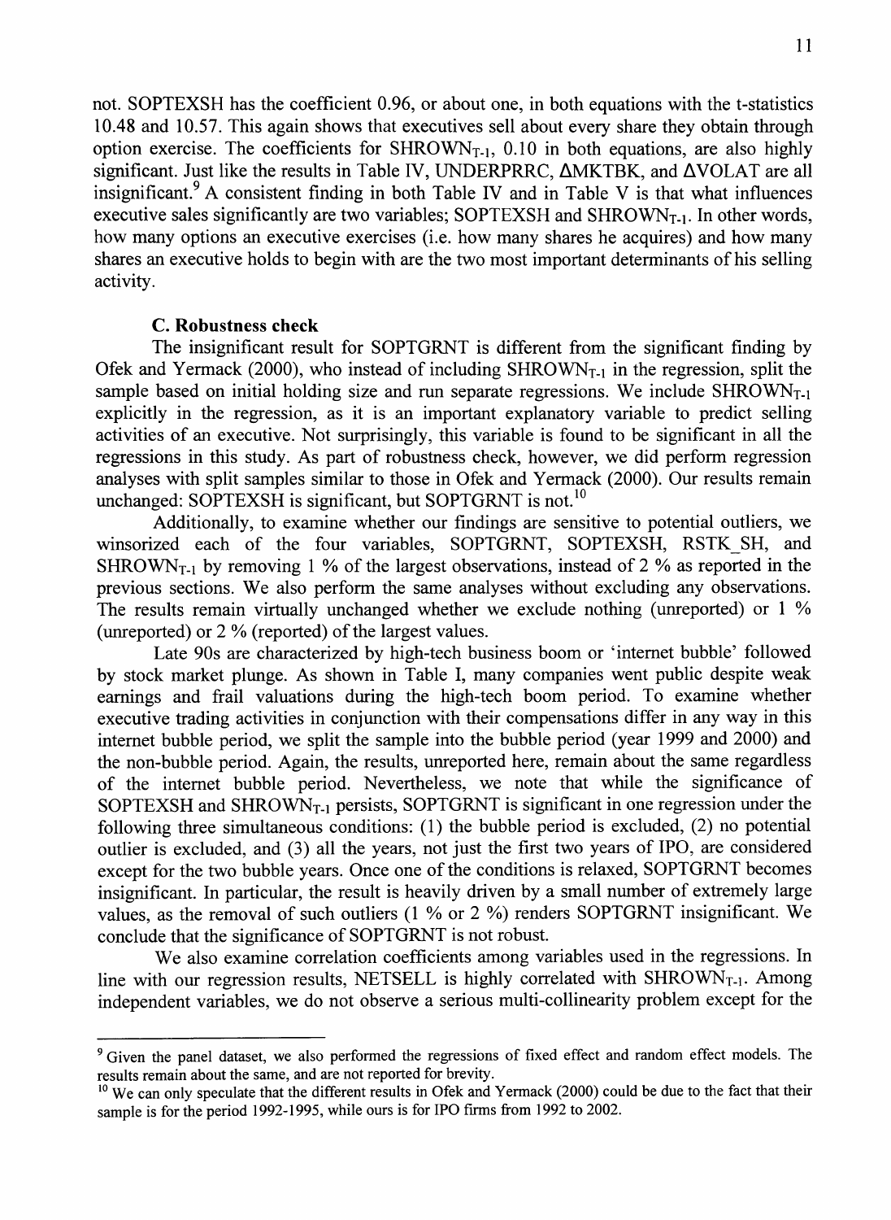not. SOPTEXSH has the coefficient 0.96, or about one, in both equations with the t-statistics 10.48 and 10.57. This again shows that executives sell about every share they obtain through option exercise. The coefficients for $SHROWN_{T-1}$, 0.10 in both equations, are also highly significant. Just like the results in Table IV, UNDERPRRC, ΔMKTBK, and ΔVOLAT are all insignificant.[9] A consistent finding in both Table IV and in Table V is that what influences executive sales significantly are two variables; SOPTEXSH and $SHROWN_{T-1}$. In other words, how many options an executive exercises (i.e. how many shares he acquires) and how many shares an executive holds to begin with are the two most important determinants of his selling activity.

### C. Robustness check

The insignificant result for SOPTGRNT is different from the significant finding by Ofek and Yermack (2000), who instead of including $SHROWN_{T-1}$ in the regression, split the sample based on initial holding size and run separate regressions. We include $SHROWN_{T-1}$ explicitly in the regression, as it is an important explanatory variable to predict selling activities of an executive. Not surprisingly, this variable is found to be significant in all the regressions in this study. As part of robustness check, however, we did perform regression analyses with split samples similar to those in Ofek and Yermack (2000). Our results remain unchanged: SOPTEXSH is significant, but SOPTGRNT is not.[10]

Additionally, to examine whether our findings are sensitive to potential outliers, we winsorized each of the four variables, SOPTGRNT, SOPTEXSH, RSTK_SH, and $SHROWN_{T-1}$ by removing 1 % of the largest observations, instead of 2 % as reported in the previous sections. We also perform the same analyses without excluding any observations. The results remain virtually unchanged whether we exclude nothing (unreported) or 1 % (unreported) or 2 % (reported) of the largest values.

Late 90s are characterized by high-tech business boom or 'internet bubble' followed by stock market plunge. As shown in Table I, many companies went public despite weak earnings and frail valuations during the high-tech boom period. To examine whether executive trading activities in conjunction with their compensations differ in any way in this internet bubble period, we split the sample into the bubble period (year 1999 and 2000) and the non-bubble period. Again, the results, unreported here, remain about the same regardless of the internet bubble period. Nevertheless, we note that while the significance of SOPTEXSH and $SHROWN_{T-1}$ persists, SOPTGRNT is significant in one regression under the following three simultaneous conditions: (1) the bubble period is excluded, (2) no potential outlier is excluded, and (3) all the years, not just the first two years of IPO, are considered except for the two bubble years. Once one of the conditions is relaxed, SOPTGRNT becomes insignificant. In particular, the result is heavily driven by a small number of extremely large values, as the removal of such outliers (1 % or 2 %) renders SOPTGRNT insignificant. We conclude that the significance of SOPTGRNT is not robust.

We also examine correlation coefficients among variables used in the regressions. In line with our regression results, NETSELL is highly correlated with $SHROWN_{T-1}$. Among independent variables, we do not observe a serious multi-collinearity problem except for the

---

[9] Given the panel dataset, we also performed the regressions of fixed effect and random effect models. The results remain about the same, and are not reported for brevity.

[10] We can only speculate that the different results in Ofek and Yermack (2000) could be due to the fact that their sample is for the period 1992-1995, while ours is for IPO firms from 1992 to 2002.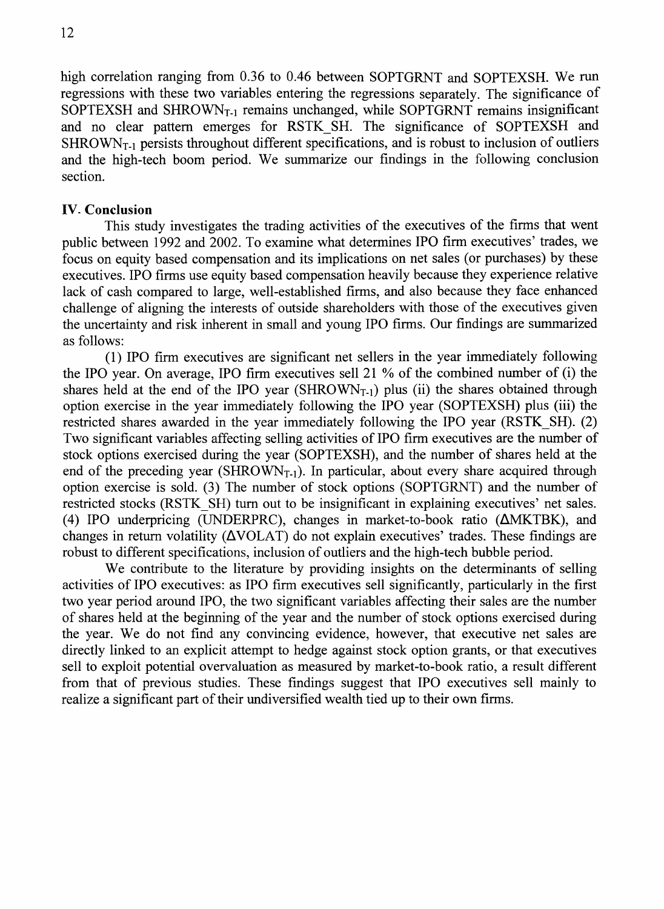high correlation ranging from 0.36 to 0.46 between SOPTGRNT and SOPTEXSH. We run regressions with these two variables entering the regressions separately. The significance of SOPTEXSH and $SHROWN_{T-1}$ remains unchanged, while SOPTGRNT remains insignificant and no clear pattern emerges for RSTK_SH. The significance of SOPTEXSH and $SHROWN_{T-1}$ persists throughout different specifications, and is robust to inclusion of outliers and the high-tech boom period. We summarize our findings in the following conclusion section.

## IV. Conclusion

This study investigates the trading activities of the executives of the firms that went public between 1992 and 2002. To examine what determines IPO firm executives' trades, we focus on equity based compensation and its implications on net sales (or purchases) by these executives. IPO firms use equity based compensation heavily because they experience relative lack of cash compared to large, well-established firms, and also because they face enhanced challenge of aligning the interests of outside shareholders with those of the executives given the uncertainty and risk inherent in small and young IPO firms. Our findings are summarized as follows:

(1) IPO firm executives are significant net sellers in the year immediately following the IPO year. On average, IPO firm executives sell 21 % of the combined number of (i) the shares held at the end of the IPO year ($SHROWN_{T-1}$) plus (ii) the shares obtained through option exercise in the year immediately following the IPO year (SOPTEXSH) plus (iii) the restricted shares awarded in the year immediately following the IPO year (RSTK_SH). (2) Two significant variables affecting selling activities of IPO firm executives are the number of stock options exercised during the year (SOPTEXSH), and the number of shares held at the end of the preceding year ($SHROWN_{T-1}$). In particular, about every share acquired through option exercise is sold. (3) The number of stock options (SOPTGRNT) and the number of restricted stocks (RSTK_SH) turn out to be insignificant in explaining executives' net sales. (4) IPO underpricing (UNDERPRC), changes in market-to-book ratio ($\Delta$MKTBK), and changes in return volatility ($\Delta$VOLAT) do not explain executives' trades. These findings are robust to different specifications, inclusion of outliers and the high-tech bubble period.

We contribute to the literature by providing insights on the determinants of selling activities of IPO executives: as IPO firm executives sell significantly, particularly in the first two year period around IPO, the two significant variables affecting their sales are the number of shares held at the beginning of the year and the number of stock options exercised during the year. We do not find any convincing evidence, however, that executive net sales are directly linked to an explicit attempt to hedge against stock option grants, or that executives sell to exploit potential overvaluation as measured by market-to-book ratio, a result different from that of previous studies. These findings suggest that IPO executives sell mainly to realize a significant part of their undiversified wealth tied up to their own firms.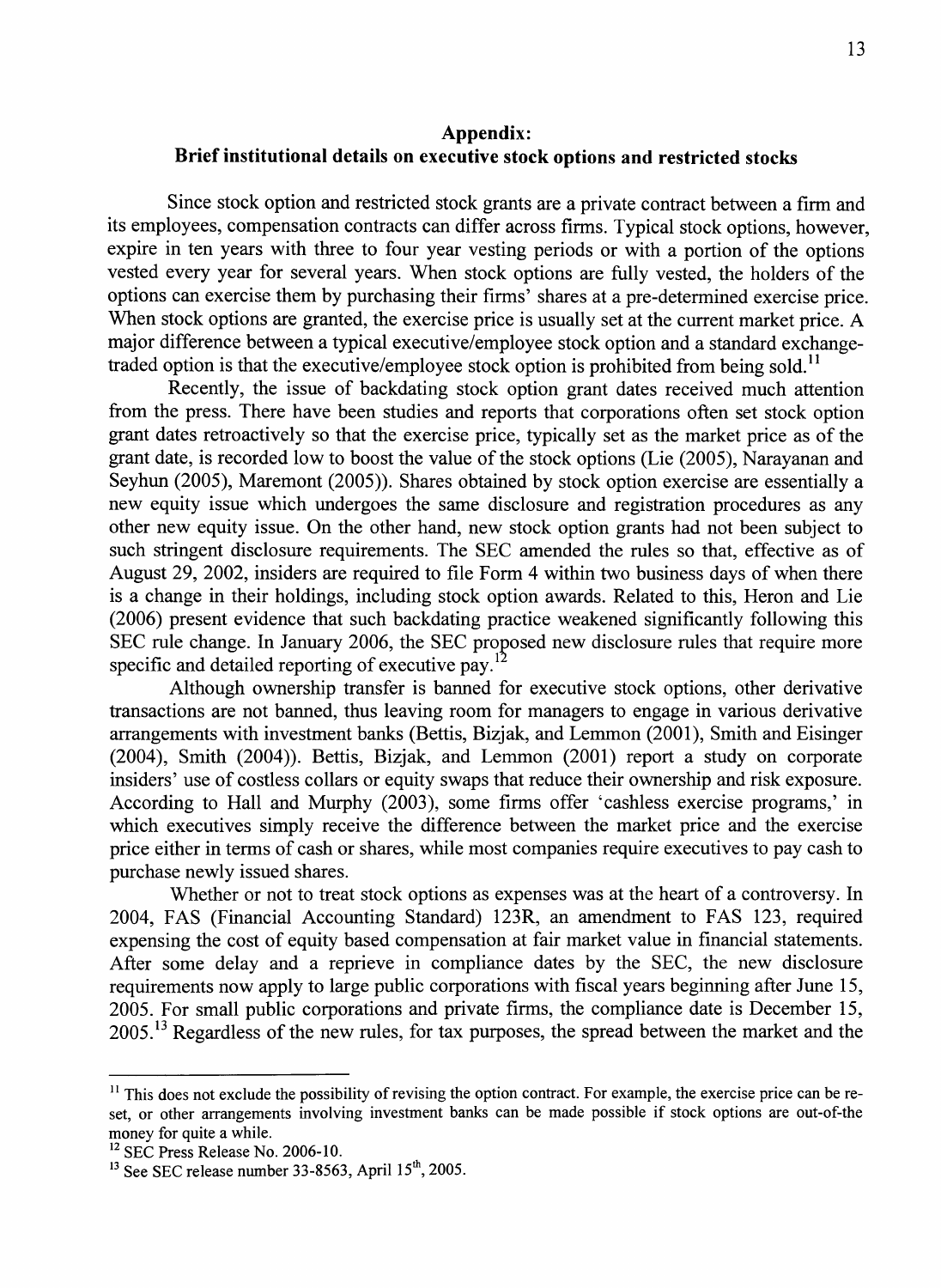## Appendix:
## Brief institutional details on executive stock options and restricted stocks

Since stock option and restricted stock grants are a private contract between a firm and its employees, compensation contracts can differ across firms. Typical stock options, however, expire in ten years with three to four year vesting periods or with a portion of the options vested every year for several years. When stock options are fully vested, the holders of the options can exercise them by purchasing their firms' shares at a pre-determined exercise price. When stock options are granted, the exercise price is usually set at the current market price. A major difference between a typical executive/employee stock option and a standard exchange-traded option is that the executive/employee stock option is prohibited from being sold.[11]

Recently, the issue of backdating stock option grant dates received much attention from the press. There have been studies and reports that corporations often set stock option grant dates retroactively so that the exercise price, typically set as the market price as of the grant date, is recorded low to boost the value of the stock options (Lie (2005), Narayanan and Seyhun (2005), Maremont (2005)). Shares obtained by stock option exercise are essentially a new equity issue which undergoes the same disclosure and registration procedures as any other new equity issue. On the other hand, new stock option grants had not been subject to such stringent disclosure requirements. The SEC amended the rules so that, effective as of August 29, 2002, insiders are required to file Form 4 within two business days of when there is a change in their holdings, including stock option awards. Related to this, Heron and Lie (2006) present evidence that such backdating practice weakened significantly following this SEC rule change. In January 2006, the SEC proposed new disclosure rules that require more specific and detailed reporting of executive pay.[12]

Although ownership transfer is banned for executive stock options, other derivative transactions are not banned, thus leaving room for managers to engage in various derivative arrangements with investment banks (Bettis, Bizjak, and Lemmon (2001), Smith and Eisinger (2004), Smith (2004)). Bettis, Bizjak, and Lemmon (2001) report a study on corporate insiders' use of costless collars or equity swaps that reduce their ownership and risk exposure. According to Hall and Murphy (2003), some firms offer 'cashless exercise programs,' in which executives simply receive the difference between the market price and the exercise price either in terms of cash or shares, while most companies require executives to pay cash to purchase newly issued shares.

Whether or not to treat stock options as expenses was at the heart of a controversy. In 2004, FAS (Financial Accounting Standard) 123R, an amendment to FAS 123, required expensing the cost of equity based compensation at fair market value in financial statements. After some delay and a reprieve in compliance dates by the SEC, the new disclosure requirements now apply to large public corporations with fiscal years beginning after June 15, 2005. For small public corporations and private firms, the compliance date is December 15, 2005.[13] Regardless of the new rules, for tax purposes, the spread between the market and the

---

[11] This does not exclude the possibility of revising the option contract. For example, the exercise price can be re-set, or other arrangements involving investment banks can be made possible if stock options are out-of-the money for quite a while.

[12] SEC Press Release No. 2006-10.

[13] See SEC release number 33-8563, April 15th, 2005.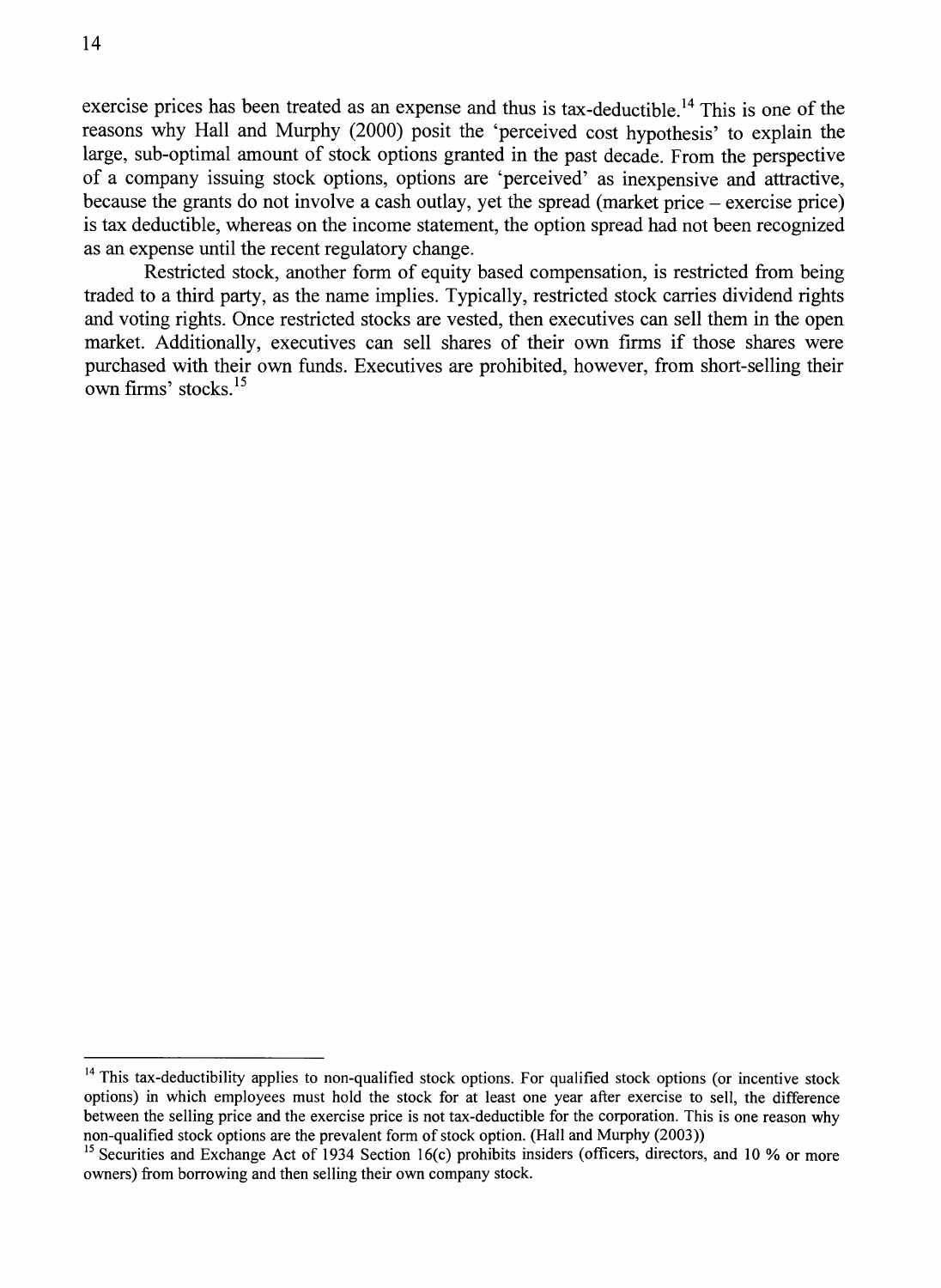exercise prices has been treated as an expense and thus is tax-deductible.[14] This is one of the reasons why Hall and Murphy (2000) posit the 'perceived cost hypothesis' to explain the large, sub-optimal amount of stock options granted in the past decade. From the perspective of a company issuing stock options, options are 'perceived' as inexpensive and attractive, because the grants do not involve a cash outlay, yet the spread (market price – exercise price) is tax deductible, whereas on the income statement, the option spread had not been recognized as an expense until the recent regulatory change.

Restricted stock, another form of equity based compensation, is restricted from being traded to a third party, as the name implies. Typically, restricted stock carries dividend rights and voting rights. Once restricted stocks are vested, then executives can sell them in the open market. Additionally, executives can sell shares of their own firms if those shares were purchased with their own funds. Executives are prohibited, however, from short-selling their own firms' stocks.[15]

---

[14] This tax-deductibility applies to non-qualified stock options. For qualified stock options (or incentive stock options) in which employees must hold the stock for at least one year after exercise to sell, the difference between the selling price and the exercise price is not tax-deductible for the corporation. This is one reason why non-qualified stock options are the prevalent form of stock option. (Hall and Murphy (2003))

[15] Securities and Exchange Act of 1934 Section 16(c) prohibits insiders (officers, directors, and 10 % or more owners) from borrowing and then selling their own company stock.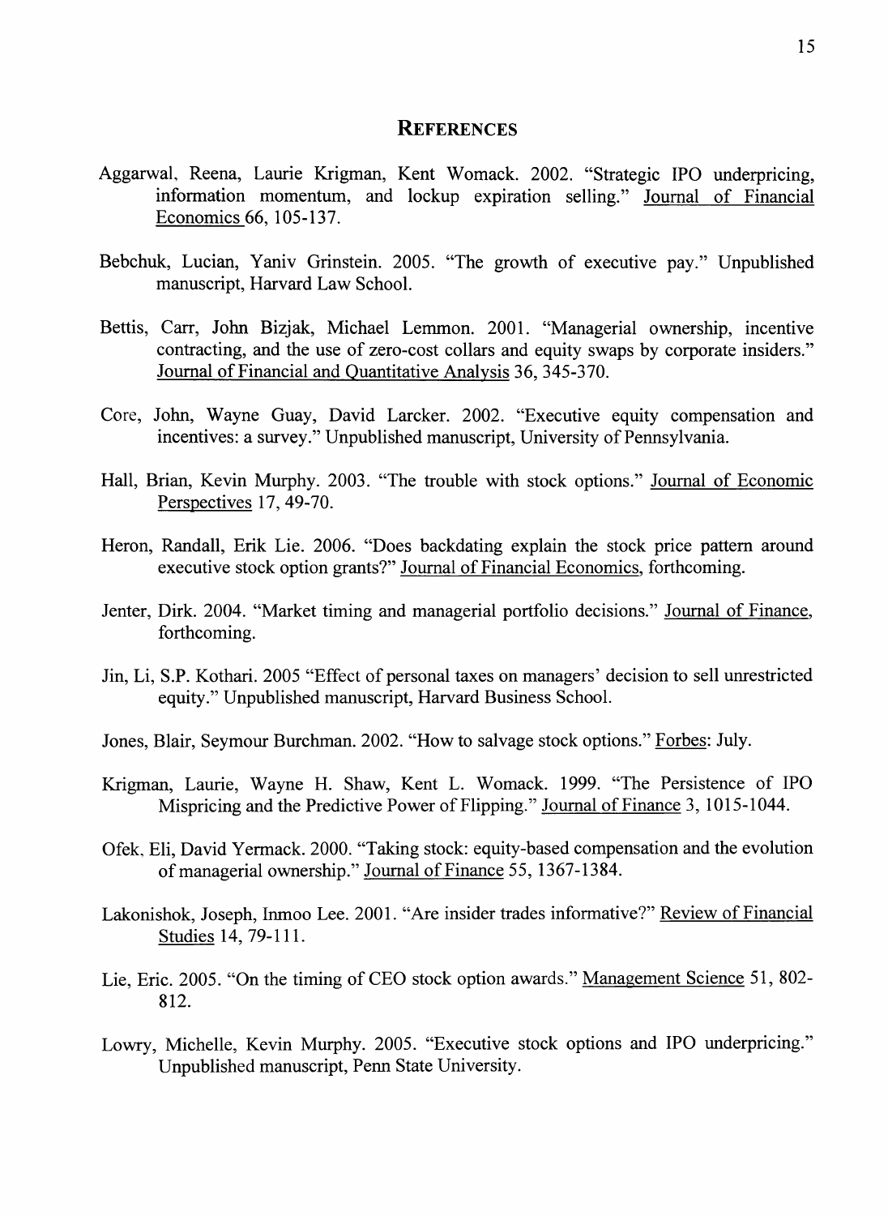# REFERENCES

Aggarwal, Reena, Laurie Krigman, Kent Womack. 2002. "Strategic IPO underpricing, information momentum, and lockup expiration selling." Journal of Financial Economics 66, 105-137.

Bebchuk, Lucian, Yaniv Grinstein. 2005. "The growth of executive pay." Unpublished manuscript, Harvard Law School.

Bettis, Carr, John Bizjak, Michael Lemmon. 2001. "Managerial ownership, incentive contracting, and the use of zero-cost collars and equity swaps by corporate insiders." Journal of Financial and Quantitative Analysis 36, 345-370.

Core, John, Wayne Guay, David Larcker. 2002. "Executive equity compensation and incentives: a survey." Unpublished manuscript, University of Pennsylvania.

Hall, Brian, Kevin Murphy. 2003. "The trouble with stock options." Journal of Economic Perspectives 17, 49-70.

Heron, Randall, Erik Lie. 2006. "Does backdating explain the stock price pattern around executive stock option grants?" Journal of Financial Economics, forthcoming.

Jenter, Dirk. 2004. "Market timing and managerial portfolio decisions." Journal of Finance, forthcoming.

Jin, Li, S.P. Kothari. 2005 "Effect of personal taxes on managers' decision to sell unrestricted equity." Unpublished manuscript, Harvard Business School.

Jones, Blair, Seymour Burchman. 2002. "How to salvage stock options." Forbes: July.

Krigman, Laurie, Wayne H. Shaw, Kent L. Womack. 1999. "The Persistence of IPO Mispricing and the Predictive Power of Flipping." Journal of Finance 3, 1015-1044.

Ofek, Eli, David Yermack. 2000. "Taking stock: equity-based compensation and the evolution of managerial ownership." Journal of Finance 55, 1367-1384.

Lakonishok, Joseph, Inmoo Lee. 2001. "Are insider trades informative?" Review of Financial Studies 14, 79-111.

Lie, Eric. 2005. "On the timing of CEO stock option awards." Management Science 51, 802-812.

Lowry, Michelle, Kevin Murphy. 2005. "Executive stock options and IPO underpricing." Unpublished manuscript, Penn State University.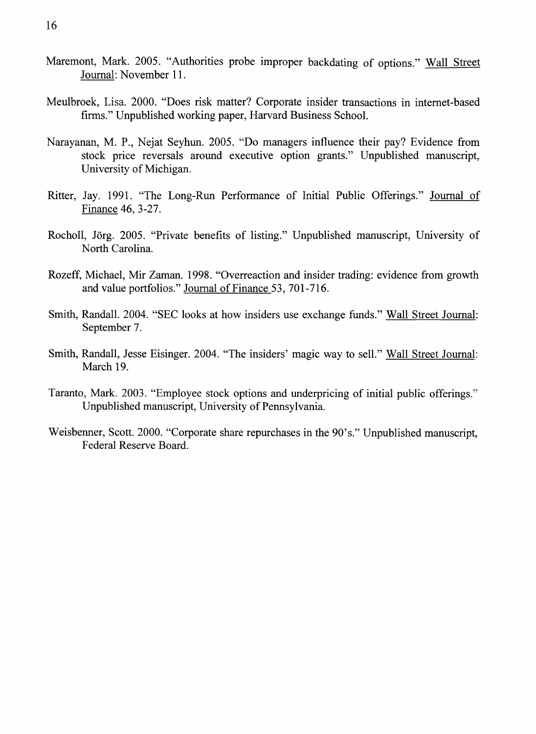Maremont, Mark. 2005. "Authorities probe improper backdating of options." Wall Street Journal: November 11.

Meulbroek, Lisa. 2000. "Does risk matter? Corporate insider transactions in internet-based firms." Unpublished working paper, Harvard Business School.

Narayanan, M. P., Nejat Seyhun. 2005. "Do managers influence their pay? Evidence from stock price reversals around executive option grants." Unpublished manuscript, University of Michigan.

Ritter, Jay. 1991. "The Long-Run Performance of Initial Public Offerings." Journal of Finance 46, 3-27.

Rocholl, Jörg. 2005. "Private benefits of listing." Unpublished manuscript, University of North Carolina.

Rozeff, Michael, Mir Zaman. 1998. "Overreaction and insider trading: evidence from growth and value portfolios." Journal of Finance 53, 701-716.

Smith, Randall. 2004. "SEC looks at how insiders use exchange funds." Wall Street Journal: September 7.

Smith, Randall, Jesse Eisinger. 2004. "The insiders' magic way to sell." Wall Street Journal: March 19.

Taranto, Mark. 2003. "Employee stock options and underpricing of initial public offerings." Unpublished manuscript, University of Pennsylvania.

Weisbenner, Scott. 2000. "Corporate share repurchases in the 90's." Unpublished manuscript, Federal Reserve Board.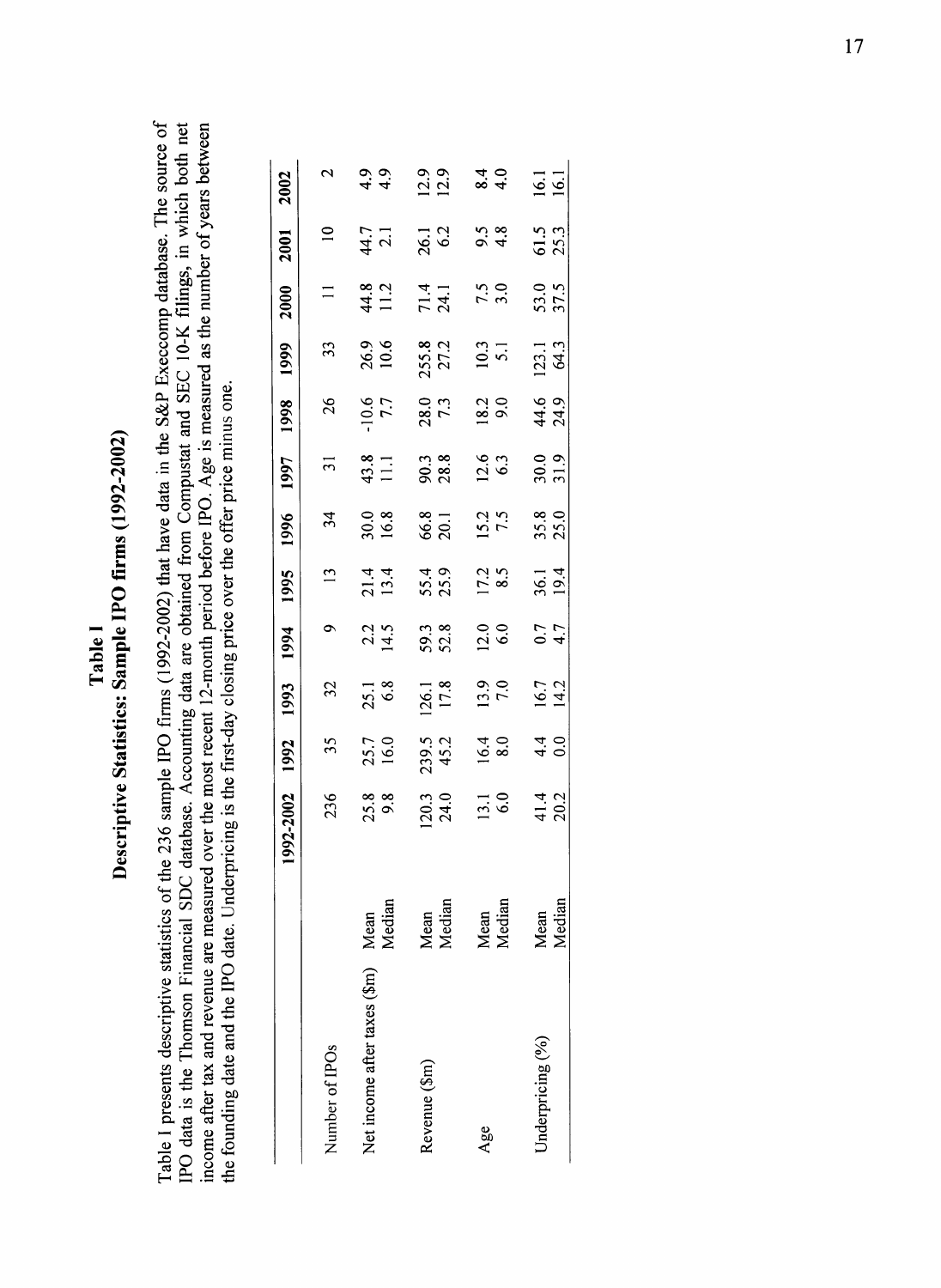# Table I
## Descriptive Statistics: Sample IPO firms (1992-2002)

Table I presents descriptive statistics of the 236 sample IPO firms (1992-2002) that have data in the S&P Execcomp database. The source of IPO data is the Thomson Financial SDC database. Accounting data are obtained from Compustat and SEC 10-K filings, in which both net income after tax and revenue are measured over the most recent 12-month period before IPO. Age is measured as the number of years between the founding date and the IPO date. Underpricing is the first-day closing price over the offer price minus one.

| | | 1992-2002 | 1992 | 1993 | 1994 | 1995 | 1996 | 1997 | 1998 | 1999 | 2000 | 2001 | 2002 |
|---|---|---|---|---|---|---|---|---|---|---|---|---|---|
| Number of IPOs | | 236 | 35 | 32 | 9 | 13 | 34 | 31 | 26 | 33 | 11 | 10 | 2 |
| Net income after taxes ($m) | Mean | 25.8 | 25.7 | 25.1 | 2.2 | 21.4 | 30.0 | 43.8 | -10.6 | 26.9 | 44.8 | 44.7 | 4.9 |
| | Median | 9.8 | 16.0 | 6.8 | 14.5 | 13.4 | 16.8 | 11.1 | 7.7 | 10.6 | 11.2 | 2.1 | 4.9 |
| Revenue ($m) | Mean | 120.3 | 239.5 | 126.1 | 59.3 | 55.4 | 66.8 | 90.3 | 28.0 | 255.8 | 71.4 | 26.1 | 12.9 |
| | Median | 24.0 | 45.2 | 17.8 | 52.8 | 25.9 | 20.1 | 28.8 | 7.3 | 27.2 | 24.1 | 6.2 | 12.9 |
| Age | Mean | 13.1 | 16.4 | 13.9 | 12.0 | 17.2 | 15.2 | 12.6 | 18.2 | 10.3 | 7.5 | 9.5 | 8.4 |
| | Median | 6.0 | 8.0 | 7.0 | 6.0 | 8.5 | 7.5 | 6.3 | 9.0 | 5.1 | 3.0 | 4.8 | 4.0 |
| Underpricing (%) | Mean | 41.4 | 4.4 | 16.7 | 0.7 | 36.1 | 35.8 | 30.0 | 44.6 | 123.1 | 53.0 | 61.5 | 16.1 |
| | Median | 20.2 | 0.0 | 14.2 | 4.7 | 19.4 | 25.0 | 31.9 | 24.9 | 64.3 | 37.5 | 25.3 | 16.1 |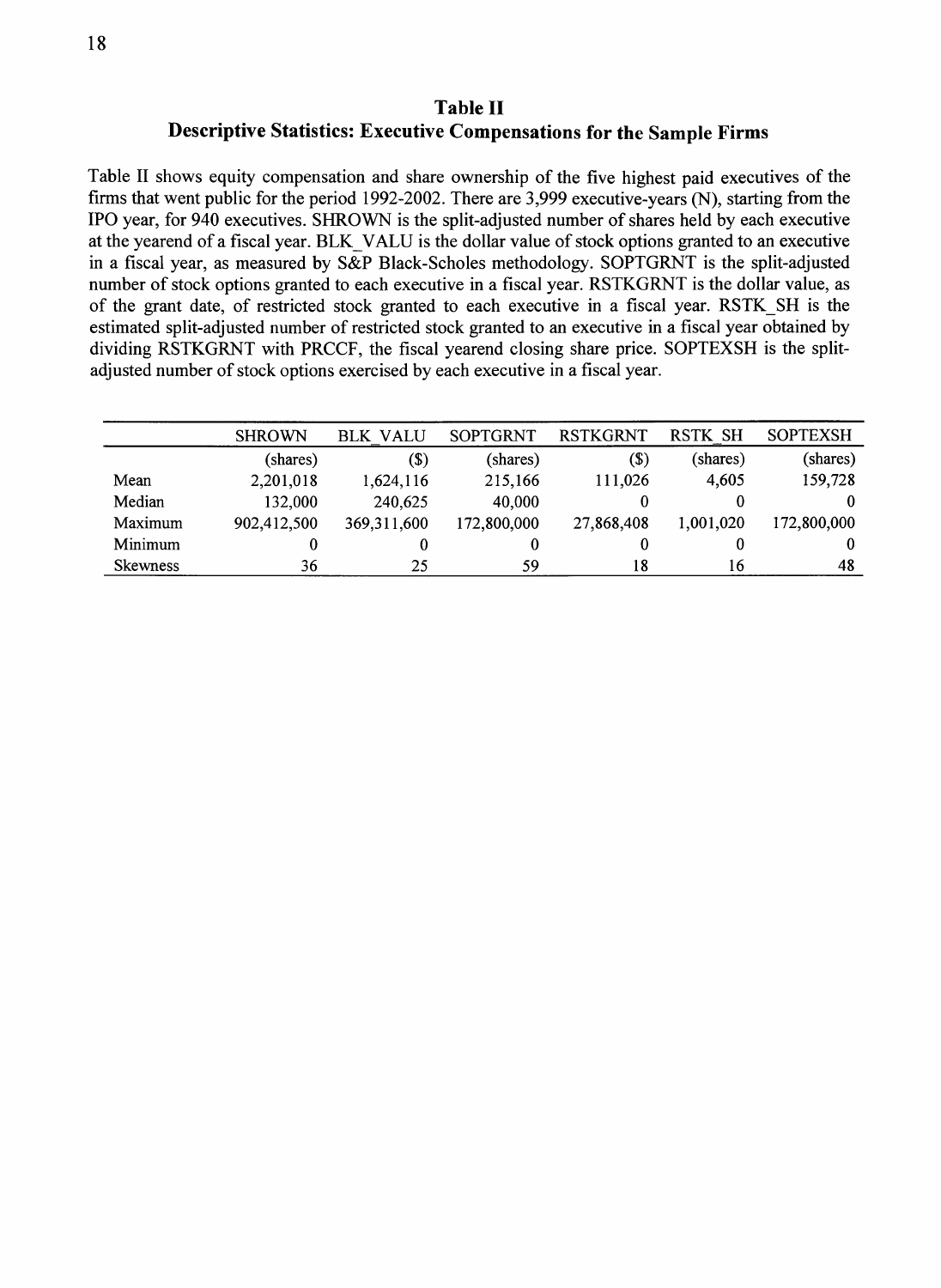## Table II
### Descriptive Statistics: Executive Compensations for the Sample Firms

Table II shows equity compensation and share ownership of the five highest paid executives of the firms that went public for the period 1992-2002. There are 3,999 executive-years (N), starting from the IPO year, for 940 executives. SHROWN is the split-adjusted number of shares held by each executive at the yearend of a fiscal year. BLK_VALU is the dollar value of stock options granted to an executive in a fiscal year, as measured by S&P Black-Scholes methodology. SOPTGRNT is the split-adjusted number of stock options granted to each executive in a fiscal year. RSTKGRNT is the dollar value, as of the grant date, of restricted stock granted to each executive in a fiscal year. RSTK_SH is the estimated split-adjusted number of restricted stock granted to an executive in a fiscal year obtained by dividing RSTKGRNT with PRCCF, the fiscal yearend closing share price. SOPTEXSH is the split-adjusted number of stock options exercised by each executive in a fiscal year.

| | SHROWN | BLK_VALU | SOPTGRNT | RSTKGRNT | RSTK_SH | SOPTEXSH |
|---|---|---|---|---|---|---|
| | (shares) | ($) | (shares) | ($) | (shares) | (shares) |
| Mean | 2,201,018 | 1,624,116 | 215,166 | 111,026 | 4,605 | 159,728 |
| Median | 132,000 | 240,625 | 40,000 | 0 | 0 | 0 |
| Maximum | 902,412,500 | 369,311,600 | 172,800,000 | 27,868,408 | 1,001,020 | 172,800,000 |
| Minimum | 0 | 0 | 0 | 0 | 0 | 0 |
| Skewness | 36 | 25 | 59 | 18 | 16 | 48 |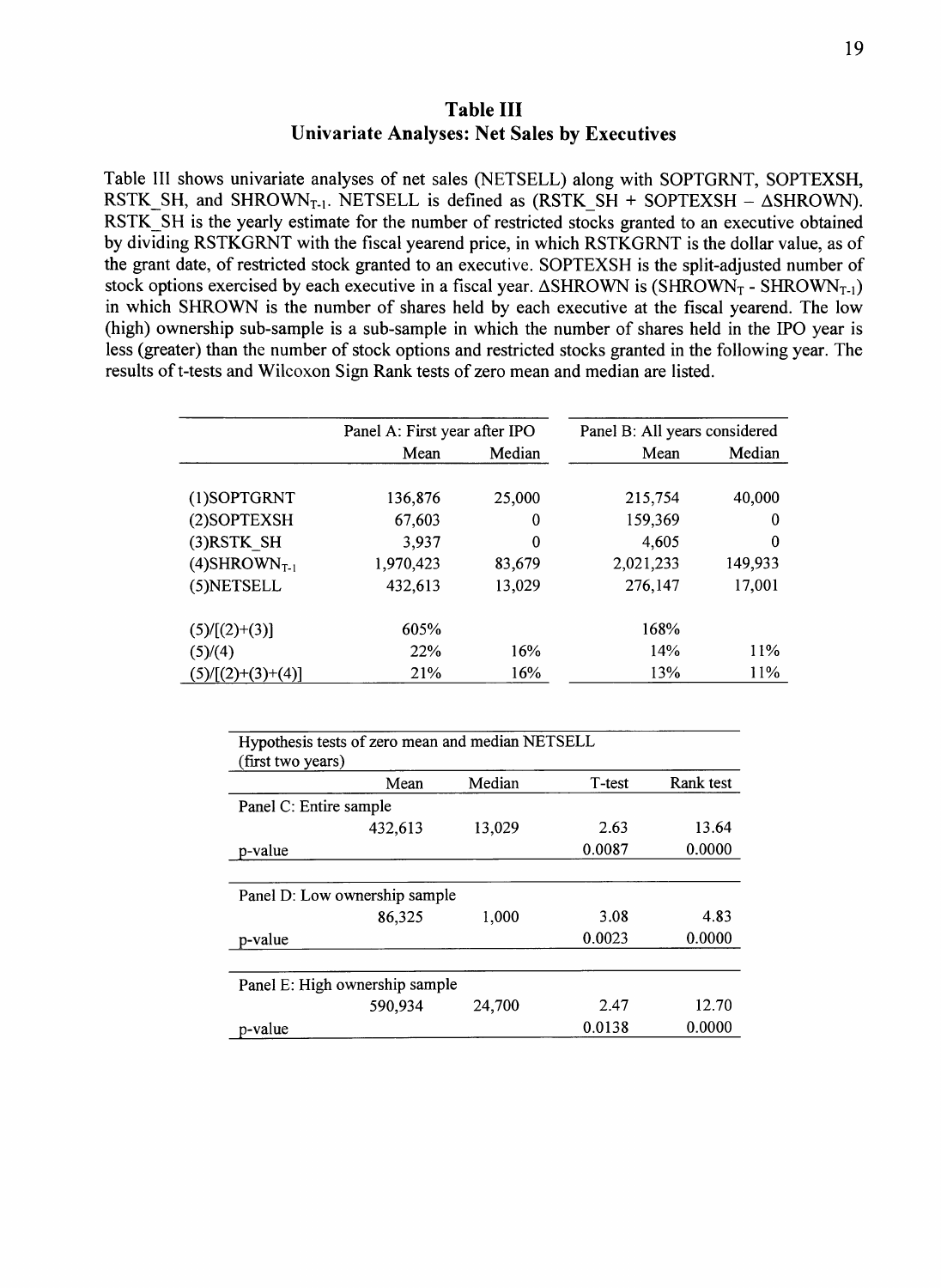# Table III
## Univariate Analyses: Net Sales by Executives

Table III shows univariate analyses of net sales (NETSELL) along with SOPTGRNT, SOPTEXSH, RSTK_SH, and $SHROWN_{T-1}$. NETSELL is defined as (RSTK_SH + SOPTEXSH – ΔSHROWN). RSTK_SH is the yearly estimate for the number of restricted stocks granted to an executive obtained by dividing RSTKGRNT with the fiscal yearend price, in which RSTKGRNT is the dollar value, as of the grant date, of restricted stock granted to an executive. SOPTEXSH is the split-adjusted number of stock options exercised by each executive in a fiscal year. ΔSHROWN is ($SHROWN_T$ - $SHROWN_{T-1}$) in which SHROWN is the number of shares held by each executive at the fiscal yearend. The low (high) ownership sub-sample is a sub-sample in which the number of shares held in the IPO year is less (greater) than the number of stock options and restricted stocks granted in the following year. The results of t-tests and Wilcoxon Sign Rank tests of zero mean and median are listed.

| | Panel A: First year after IPO | | Panel B: All years considered | |
|---|---|---|---|---|
| | Mean | Median | Mean | Median |
| (1)SOPTGRNT | 136,876 | 25,000 | 215,754 | 40,000 |
| (2)SOPTEXSH | 67,603 | 0 | 159,369 | 0 |
| (3)RSTK_SH | 3,937 | 0 | 4,605 | 0 |
| (4)$SHROWN_{T-1}$ | 1,970,423 | 83,679 | 2,021,233 | 149,933 |
| (5)NETSELL | 432,613 | 13,029 | 276,147 | 17,001 |
| (5)/[(2)+(3)] | 605% | | 168% | |
| (5)/(4) | 22% | 16% | 14% | 11% |
| (5)/[(2)+(3)+(4)] | 21% | 16% | 13% | 11% |

| Hypothesis tests of zero mean and median NETSELL (first two years) | | | | |
|---|---|---|---|---|
| | Mean | Median | T-test | Rank test |
| Panel C: Entire sample | | | | |
| | 432,613 | 13,029 | 2.63 | 13.64 |
| p-value | | | 0.0087 | 0.0000 |
| Panel D: Low ownership sample | | | | |
| | 86,325 | 1,000 | 3.08 | 4.83 |
| p-value | | | 0.0023 | 0.0000 |
| Panel E: High ownership sample | | | | |
| | 590,934 | 24,700 | 2.47 | 12.70 |
| p-value | | | 0.0138 | 0.0000 |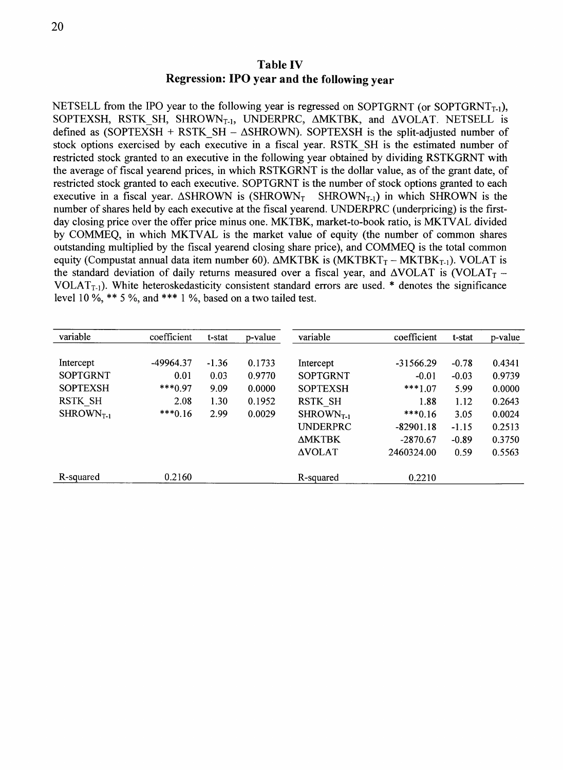## Table IV
### Regression: IPO year and the following year

NETSELL from the IPO year to the following year is regressed on SOPTGRNT (or $SOPTGRNT_{T-1}$), SOPTEXSH, RSTK_SH, $SHROWN_{T-1}$, UNDERPRC, ΔMKTBK, and ΔVOLAT. NETSELL is defined as (SOPTEXSH + RSTK_SH – ΔSHROWN). SOPTEXSH is the split-adjusted number of stock options exercised by each executive in a fiscal year. RSTK_SH is the estimated number of restricted stock granted to an executive in the following year obtained by dividing RSTKGRNT with the average of fiscal yearend prices, in which RSTKGRNT is the dollar value, as of the grant date, of restricted stock granted to each executive. SOPTGRNT is the number of stock options granted to each executive in a fiscal year. ΔSHROWN is ($SHROWN_T$ $SHROWN_{T-1}$) in which SHROWN is the number of shares held by each executive at the fiscal yearend. UNDERPRC (underpricing) is the first-day closing price over the offer price minus one. MKTBK, market-to-book ratio, is MKTVAL divided by COMMEQ, in which MKTVAL is the market value of equity (the number of common shares outstanding multiplied by the fiscal yearend closing share price), and COMMEQ is the total common equity (Compustat annual data item number 60). ΔMKTBK is ($MKTBKT_T$ – $MKTBK_{T-1}$). VOLAT is the standard deviation of daily returns measured over a fiscal year, and ΔVOLAT is ($VOLAT_T$ – $VOLAT_{T-1}$). White heteroskedasticity consistent standard errors are used. * denotes the significance level 10 %, ** 5 %, and *** 1 %, based on a two tailed test.

| variable | coefficient | t-stat | p-value | variable | coefficient | t-stat | p-value |
|---|---|---|---|---|---|---|---|
| Intercept | -49964.37 | -1.36 | 0.1733 | Intercept | -31566.29 | -0.78 | 0.4341 |
| SOPTGRNT | 0.01 | 0.03 | 0.9770 | SOPTGRNT | -0.01 | -0.03 | 0.9739 |
| SOPTEXSH | ***0.97 | 9.09 | 0.0000 | SOPTEXSH | ***1.07 | 5.99 | 0.0000 |
| RSTK_SH | 2.08 | 1.30 | 0.1952 | RSTK_SH | 1.88 | 1.12 | 0.2643 |
| $SHROWN_{T-1}$ | ***0.16 | 2.99 | 0.0029 | $SHROWN_{T-1}$ | ***0.16 | 3.05 | 0.0024 |
| | | | | UNDERPRC | -82901.18 | -1.15 | 0.2513 |
| | | | | ΔMKTBK | -2870.67 | -0.89 | 0.3750 |
| | | | | ΔVOLAT | 2460324.00 | 0.59 | 0.5563 |
| R-squared | 0.2160 | | | R-squared | 0.2210 | | |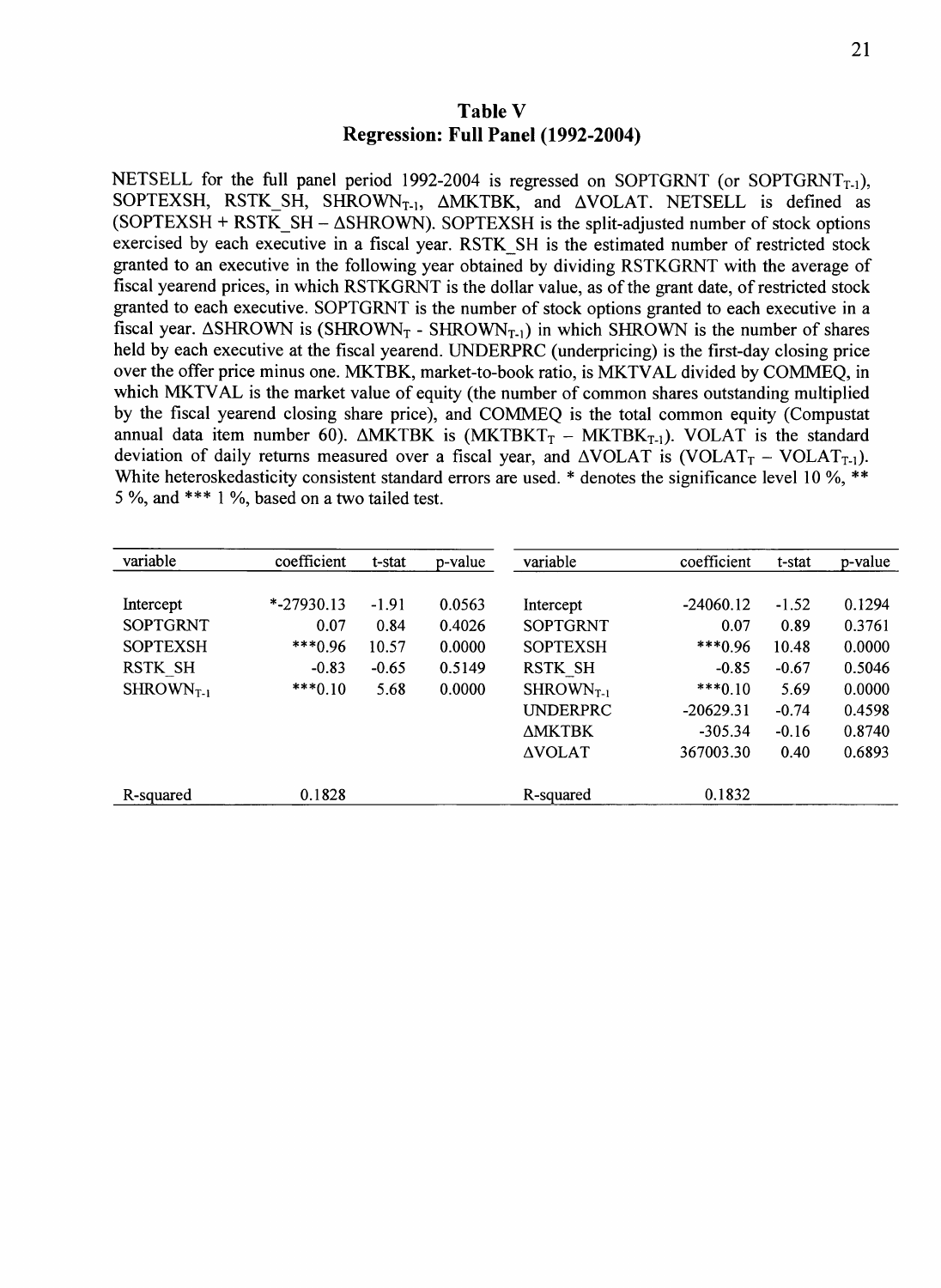## Table V
## Regression: Full Panel (1992-2004)

NETSELL for the full panel period 1992-2004 is regressed on SOPTGRNT (or $\text{SOPTGRNT}_{T-1}$), SOPTEXSH, RSTK_SH, $\text{SHROWN}_{T-1}$, $\Delta$MKTBK, and $\Delta$VOLAT. NETSELL is defined as (SOPTEXSH + RSTK_SH – $\Delta$SHROWN). SOPTEXSH is the split-adjusted number of stock options exercised by each executive in a fiscal year. RSTK_SH is the estimated number of restricted stock granted to an executive in the following year obtained by dividing RSTKGRNT with the average of fiscal yearend prices, in which RSTKGRNT is the dollar value, as of the grant date, of restricted stock granted to each executive. SOPTGRNT is the number of stock options granted to each executive in a fiscal year. $\Delta$SHROWN is ($\text{SHROWN}_T$ - $\text{SHROWN}_{T-1}$) in which SHROWN is the number of shares held by each executive at the fiscal yearend. UNDERPRC (underpricing) is the first-day closing price over the offer price minus one. MKTBK, market-to-book ratio, is MKTVAL divided by COMMEQ, in which MKTVAL is the market value of equity (the number of common shares outstanding multiplied by the fiscal yearend closing share price), and COMMEQ is the total common equity (Compustat annual data item number 60). $\Delta$MKTBK is ($\text{MKTBKT}_T$ – $\text{MKTBK}_{T-1}$). VOLAT is the standard deviation of daily returns measured over a fiscal year, and $\Delta$VOLAT is ($\text{VOLAT}_T$ – $\text{VOLAT}_{T-1}$). White heteroskedasticity consistent standard errors are used. * denotes the significance level 10 %, ** 5 %, and *** 1 %, based on a two tailed test.

| variable | coefficient | t-stat | p-value | variable | coefficient | t-stat | p-value |
|---|---|---|---|---|---|---|---|
| Intercept | *-27930.13 | -1.91 | 0.0563 | Intercept | -24060.12 | -1.52 | 0.1294 |
| SOPTGRNT | 0.07 | 0.84 | 0.4026 | SOPTGRNT | 0.07 | 0.89 | 0.3761 |
| SOPTEXSH | ***0.96 | 10.57 | 0.0000 | SOPTEXSH | ***0.96 | 10.48 | 0.0000 |
| RSTK_SH | -0.83 | -0.65 | 0.5149 | RSTK_SH | -0.85 | -0.67 | 0.5046 |
| $\text{SHROWN}_{T-1}$ | ***0.10 | 5.68 | 0.0000 | $\text{SHROWN}_{T-1}$ | ***0.10 | 5.69 | 0.0000 |
| | | | | UNDERPRC | -20629.31 | -0.74 | 0.4598 |
| | | | | $\Delta$MKTBK | -305.34 | -0.16 | 0.8740 |
| | | | | $\Delta$VOLAT | 367003.30 | 0.40 | 0.6893 |
| R-squared | 0.1828 | | | R-squared | 0.1832 | | |